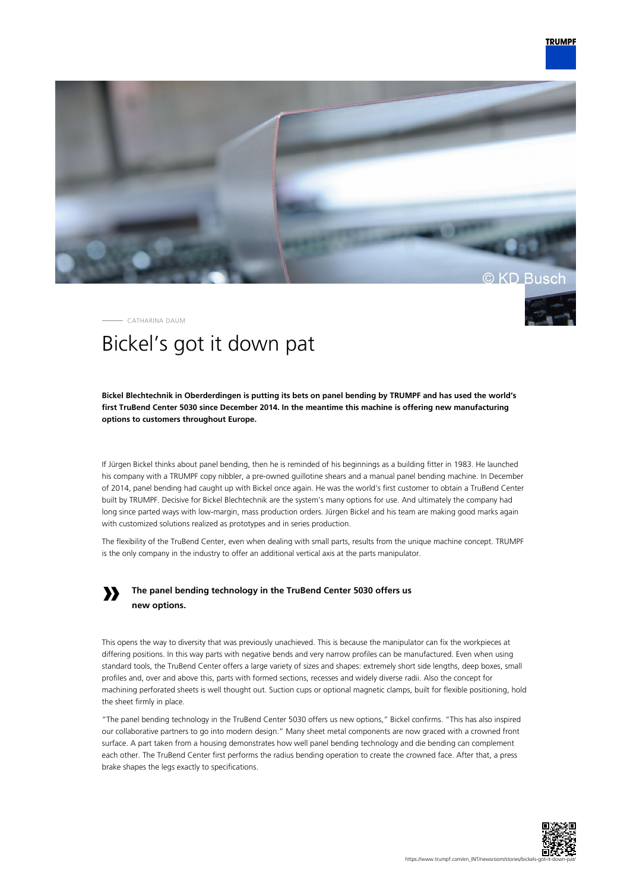CATHARINA DAUM

# Bickel's got it down pat

**Bickel Blechtechnik in Oberderdingen is putting its bets on panel bending by TRUMPF and has used the world's first TruBend Center 5030 since December 2014. In the meantime this machine is offering new manufacturing options to customers throughout Europe.**

If Jürgen Bickel thinks about panel bending, then he is reminded of his beginnings as a building fitter in 1983. He launched his company with a TRUMPF copy nibbler, a pre-owned guillotine shears and a manual panel bending machine. In December of 2014, panel bending had caught up with Bickel once again. He was the world's first customer to obtain a TruBend Center built by TRUMPF. Decisive for Bickel Blechtechnik are the system's many options for use. And ultimately the company had long since parted ways with low-margin, mass production orders. Jürgen Bickel and his team are making good marks again with customized solutions realized as prototypes and in series production.

The flexibility of the TruBend Center, even when dealing with small parts, results from the unique machine concept. TRUMPF is the only company in the industry to offer an additional vertical axis at the parts manipulator.

> **The panel bending technology in the TruBend Center 5030 offers us new options.**

This opens the way to diversity that was previously unachieved. This is because the manipulator can fix the workpieces at differing positions. In this way parts with negative bends and very narrow profiles can be manufactured. Even when using standard tools, the TruBend Center offers a large variety of sizes and shapes: extremely short side lengths, deep boxes, small profiles and, over and above this, parts with formed sections, recesses and widely diverse radii. Also the concept for machining perforated sheets is well thought out. Suction cups or optional magnetic clamps, built for flexible positioning, hold the sheet firmly in place.

"The panel bending technology in the TruBend Center 5030 offers us new options," Bickel confirms. "This has also inspired our collaborative partners to go into modern design." Many sheet metal components are now graced with a crowned front surface. A part taken from a housing demonstrates how well panel bending technology and die bending can complement each other. The TruBend Center first performs the radius bending operation to create the crowned face. After that, a press brake shapes the legs exactly to specifications.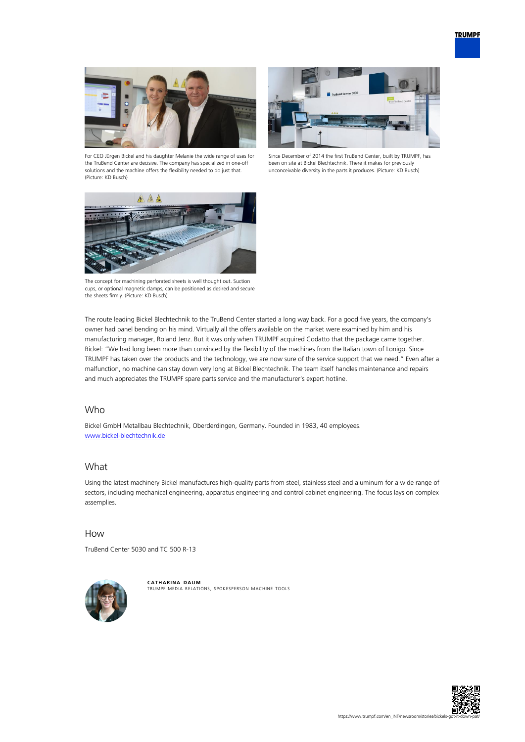For CEO Jürgen Bickel and his daughter Melanie the wide range of uses for the TruBend Center are decisive. The company has specialized in one-off solutions and the machine offers the flexibility needed to do just that. (Picture: KD Busch)

Since December of 2014 the first TruBend Center, built by TRUMPF, has been on site at Bickel Blechtechnik. There it makes for previously unconceivable diversity in the parts it produces. (Picture: KD Busch)

The concept for machining perforated sheets is well thought out. Suction cups, or optional magnetic clamps, can be positioned as desired and secure the sheets firmly. (Picture: KD Busch)

The route leading Bickel Blechtechnik to the TruBend Center started a long way back. For a good five years, the company's owner had panel bending on his mind. Virtually all the offers available on the market were examined by him and his manufacturing manager, Roland Jenz. But it was only when TRUMPF acquired Codatto that the package came together. Bickel: "We had long been more than convinced by the flexibility of the machines from the Italian town of Lonigo. Since TRUMPF has taken over the products and the technology, we are now sure of the service support that we need." Even after a malfunction, no machine can stay down very long at Bickel Blechtechnik. The team itself handles maintenance and repairs and much appreciates the TRUMPF spare parts service and the manufacturer's expert hotline.

## Who

Bickel GmbH Metallbau Blechtechnik, Oberderdingen, Germany. Founded in 1983, 40 employees.
www.bickel-blechtechnik.de

## What

Using the latest machinery Bickel manufactures high-quality parts from steel, stainless steel and aluminum for a wide range of sectors, including mechanical engineering, apparatus engineering and control cabinet engineering. The focus lays on complex assemblies.

## How

TruBend Center 5030 and TC 500 R-13

**CATHARINA DAUM**
TRUMPF MEDIA RELATIONS, SPOKESPERSON MACHINE TOOLS